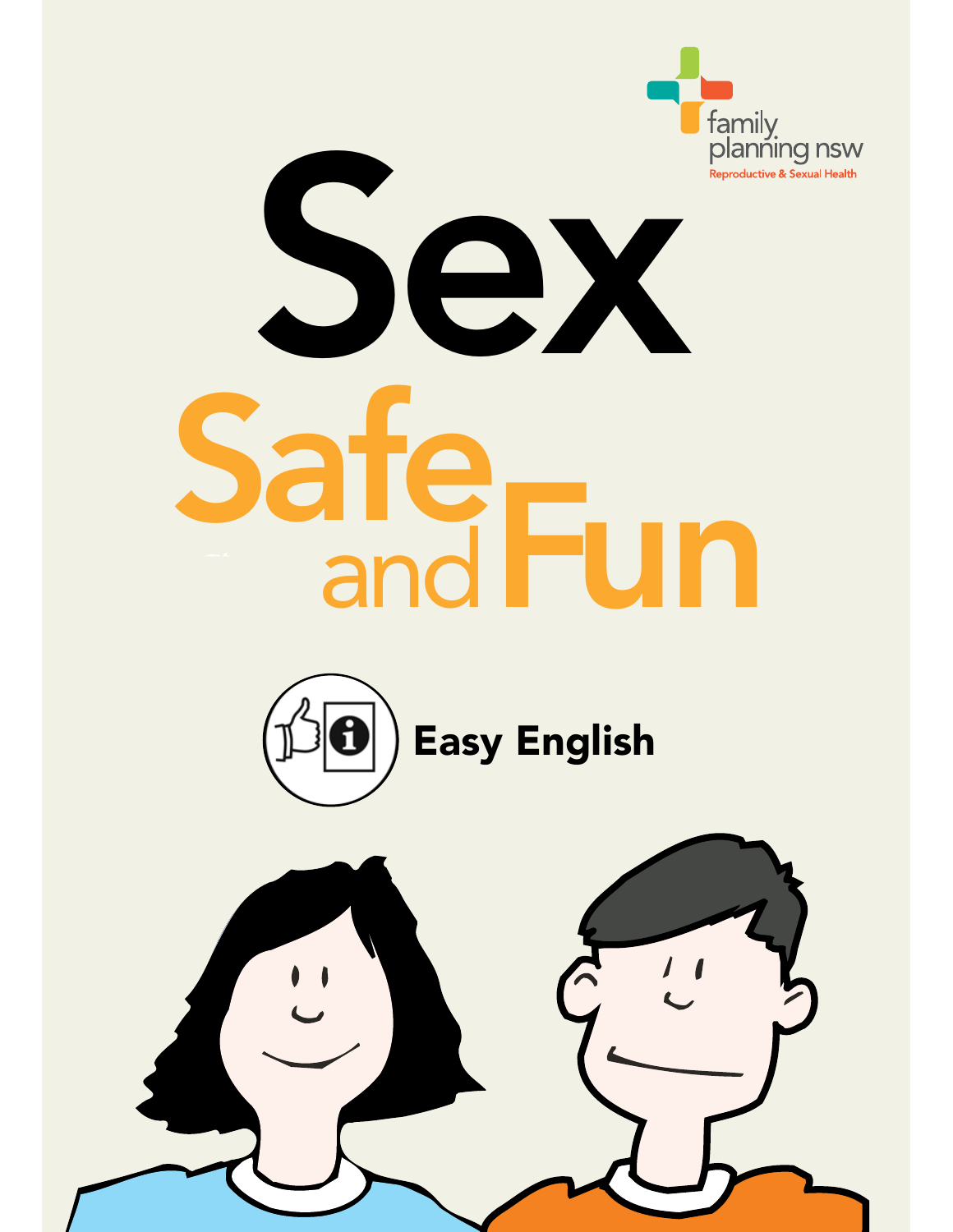family planning nsw

Reproductive & Sexual Health

# Sex

# Safe and Fun

Easy English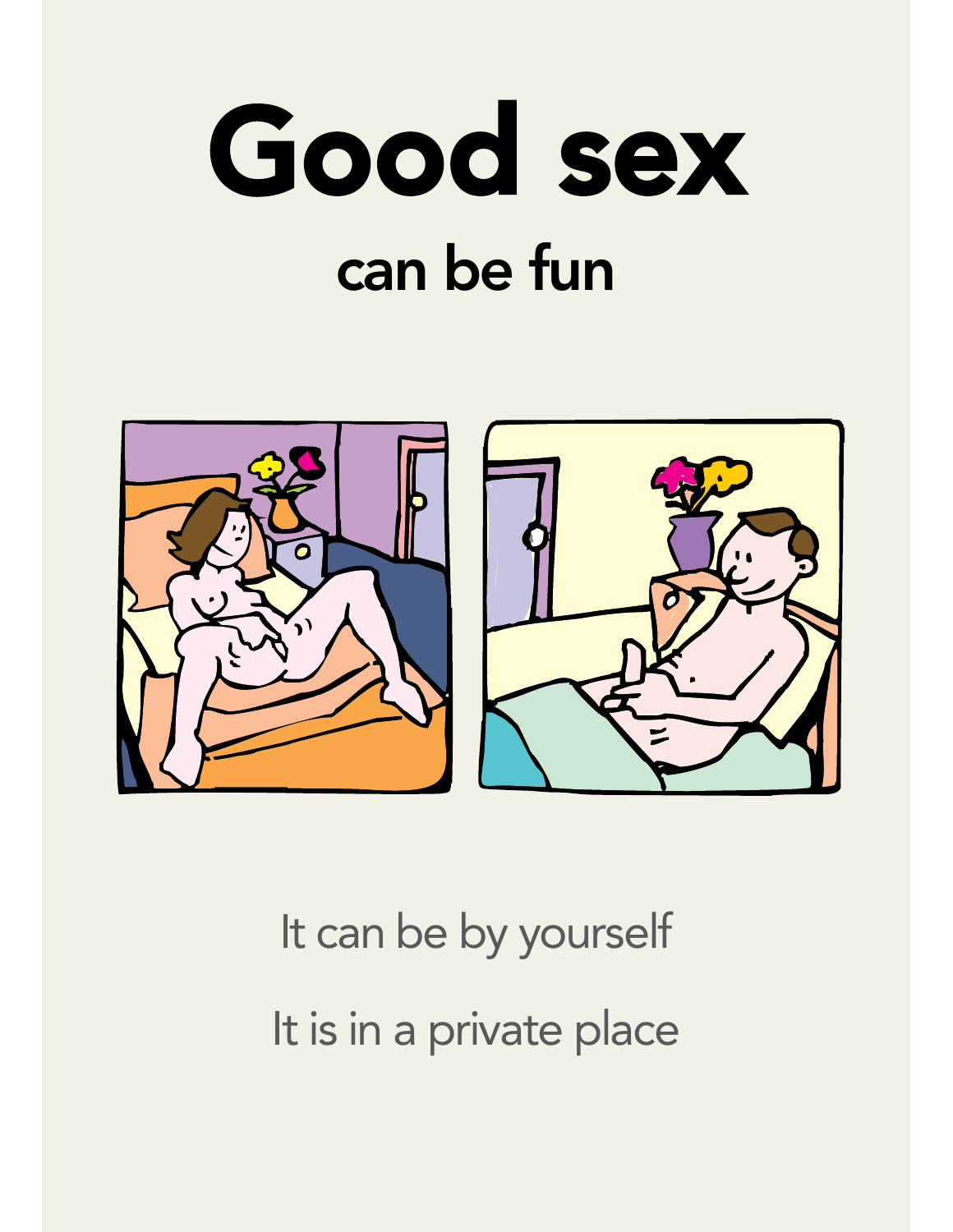# Good sex

## can be fun

It can be by yourself

It is in a private place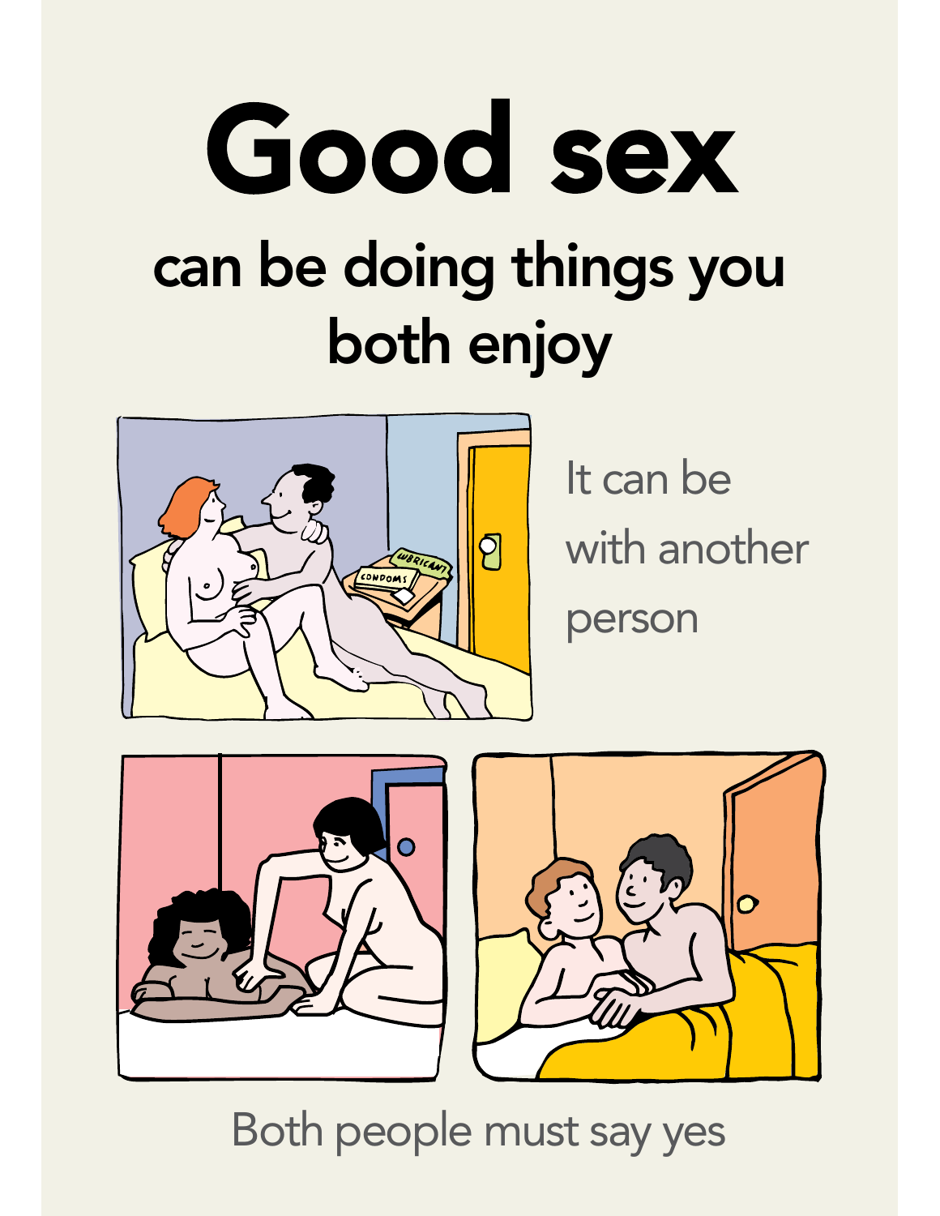# Good sex

## can be doing things you both enjoy

It can be with another person

Both people must say yes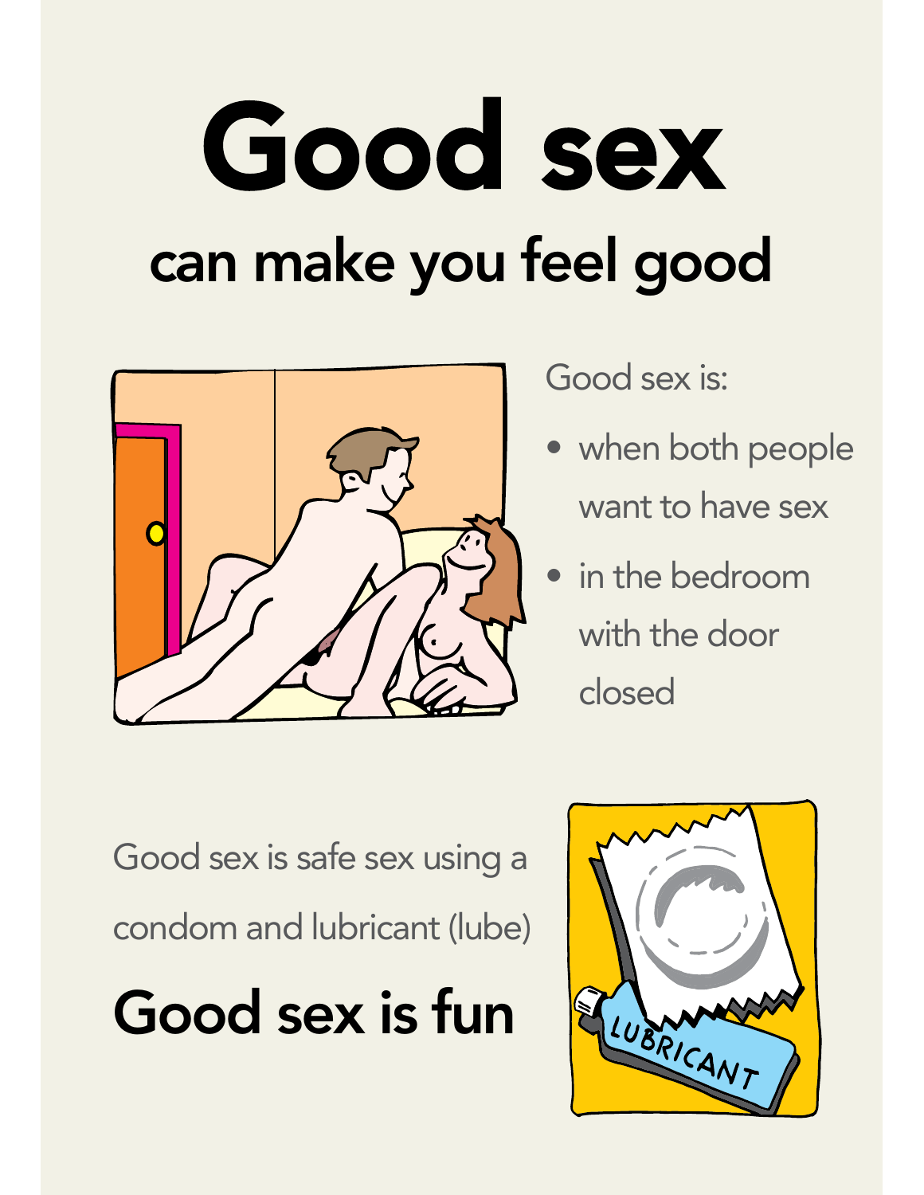# Good sex

## can make you feel good

Good sex is:

- when both people want to have sex
- in the bedroom with the door closed

Good sex is safe sex using a condom and lubricant (lube)

**Good sex is fun**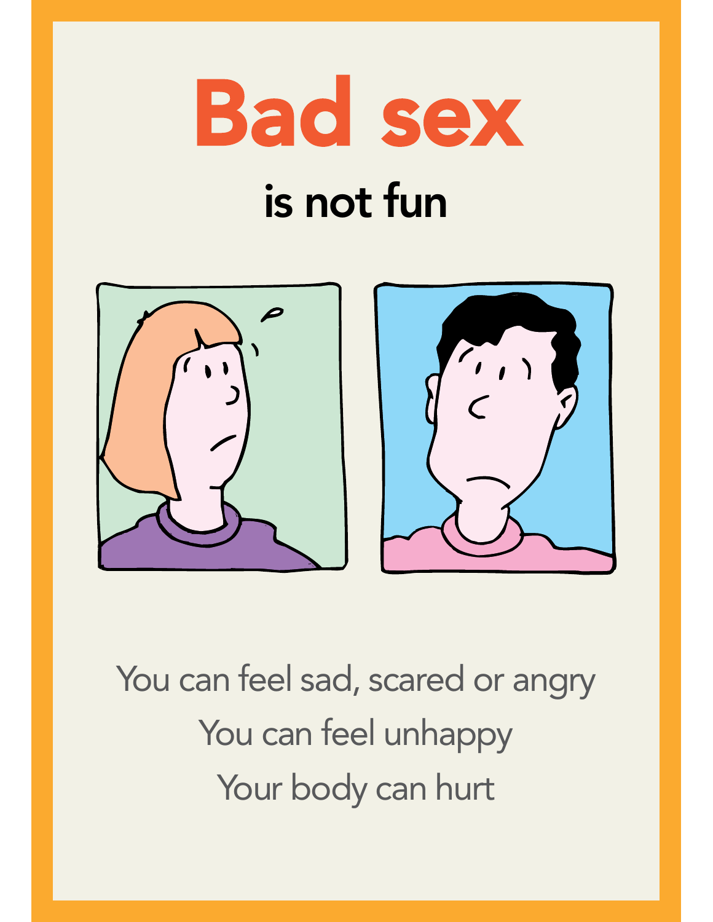# Bad sex

## is not fun

You can feel sad, scared or angry

You can feel unhappy

Your body can hurt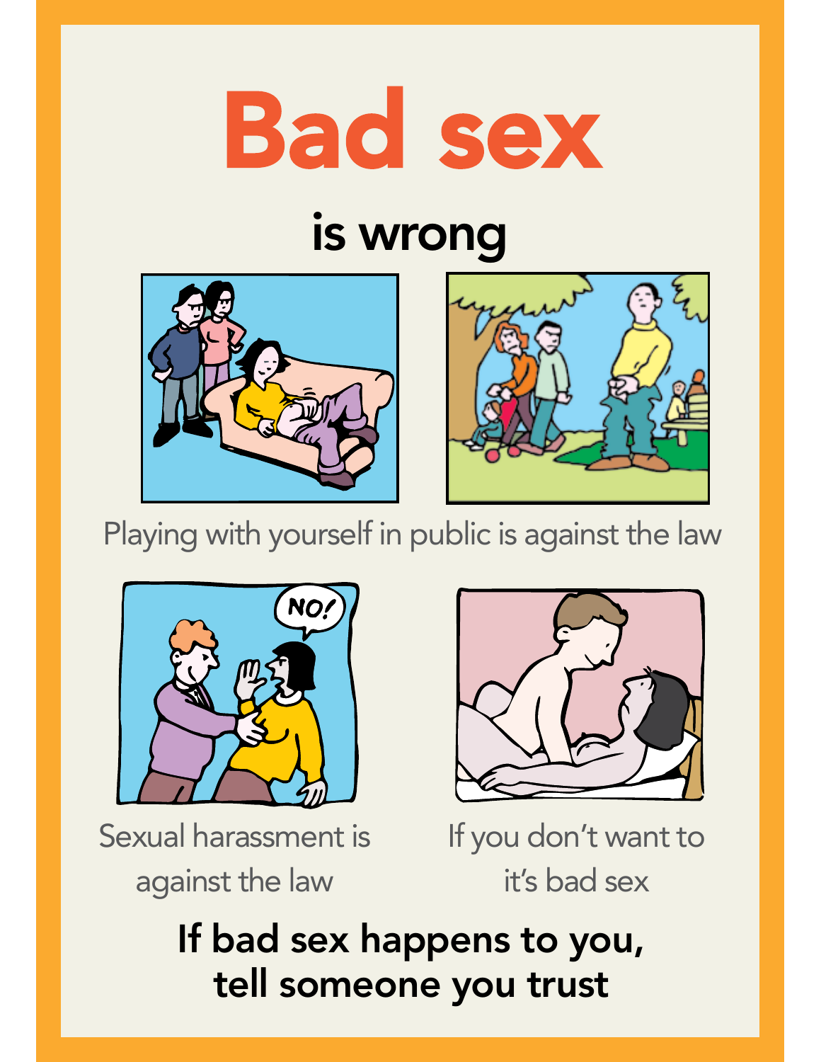# Bad sex

## is wrong

Playing with yourself in public is against the law

Sexual harassment is against the law

If you don't want to it's bad sex

**If bad sex happens to you, tell someone you trust**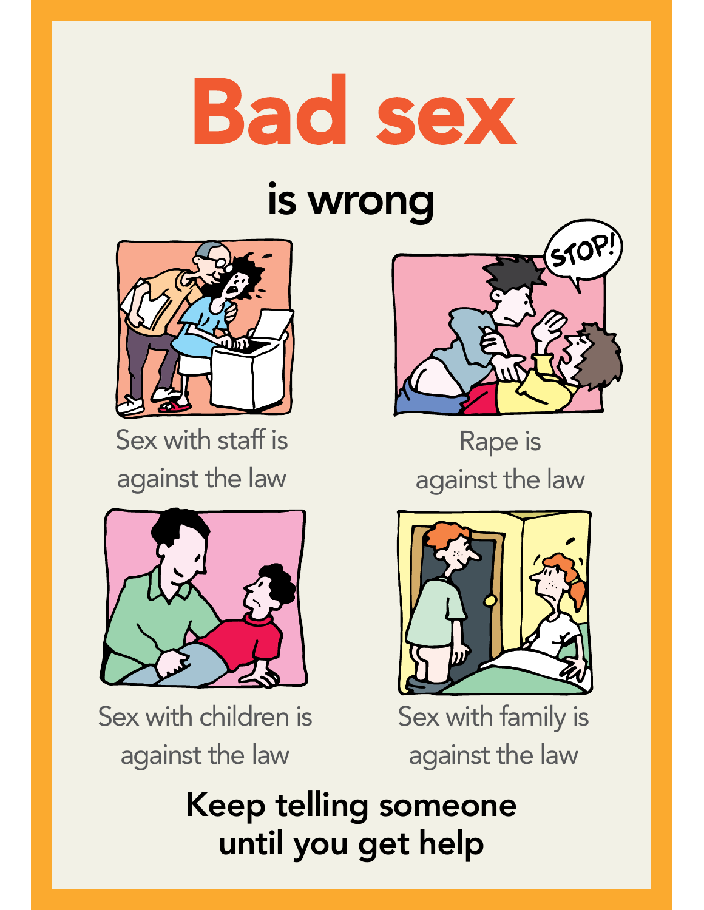# Bad sex

## is wrong

Sex with staff is against the law

Rape is against the law

Sex with children is against the law

Sex with family is against the law

**Keep telling someone until you get help**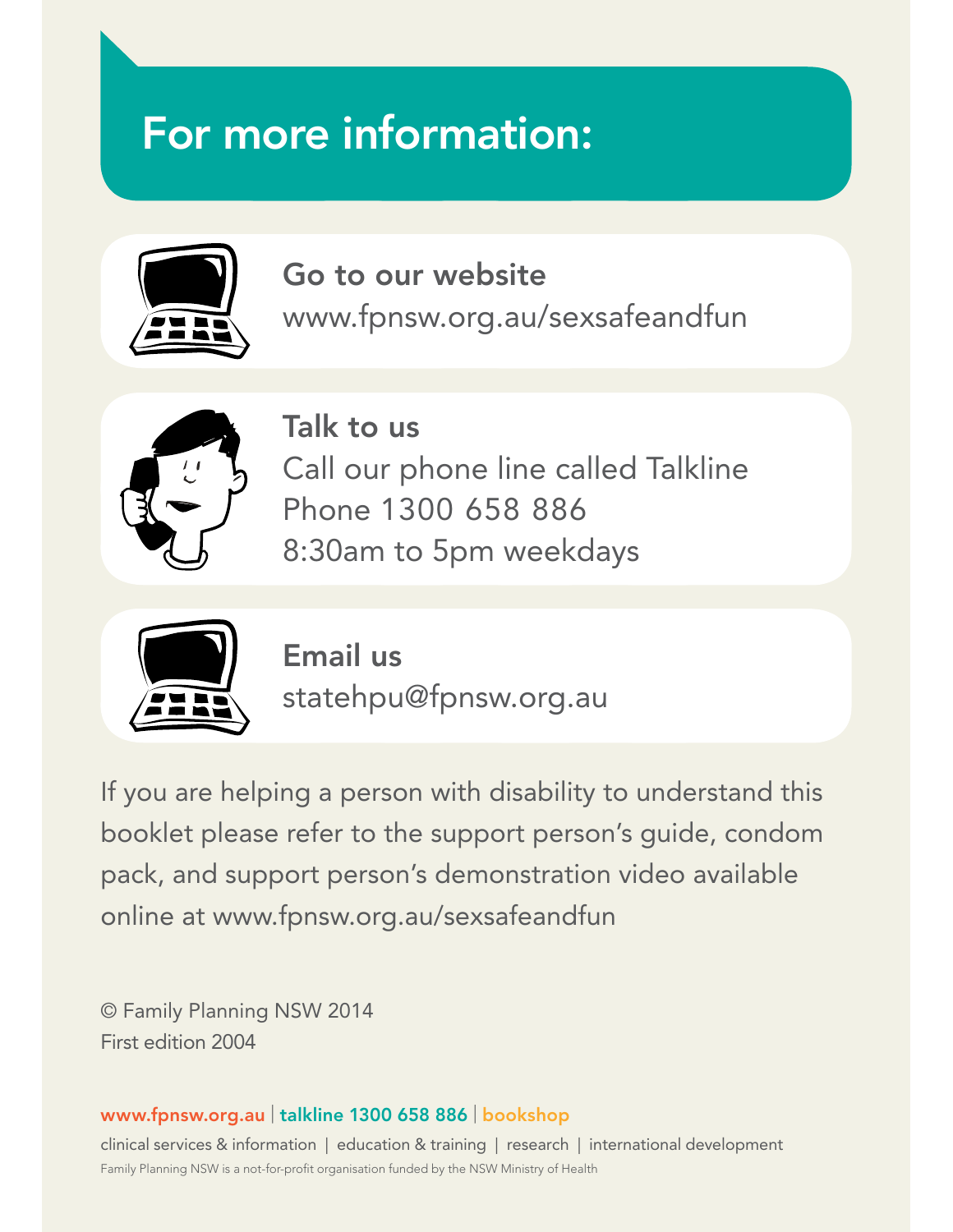# For more information:

### Go to our website

www.fpnsw.org.au/sexsafeandfun

### Talk to us

Call our phone line called Talkline
Phone 1300 658 886
8:30am to 5pm weekdays

### Email us

statehpu@fpnsw.org.au

If you are helping a person with disability to understand this booklet please refer to the support person's guide, condom pack, and support person's demonstration video available online at www.fpnsw.org.au/sexsafeandfun

© Family Planning NSW 2014
First edition 2004

www.fpnsw.org.au | talkline 1300 658 886 | bookshop

clinical services & information | education & training | research | international development

Family Planning NSW is a not-for-profit organisation funded by the NSW Ministry of Health